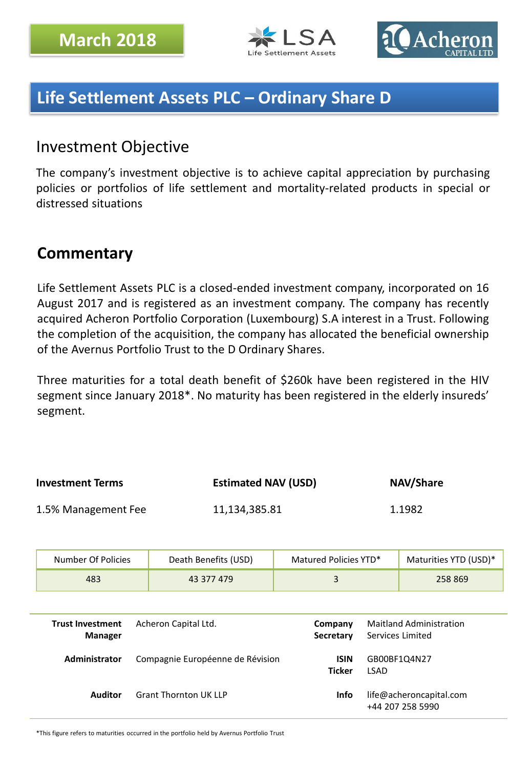March 2018

# Life Settlement Assets PLC – Ordinary Share D

## Investment Objective

The company's investment objective is to achieve capital appreciation by purchasing policies or portfolios of life settlement and mortality-related products in special or distressed situations

## Commentary

Life Settlement Assets PLC is a closed-ended investment company, incorporated on 16 August 2017 and is registered as an investment company. The company has recently acquired Acheron Portfolio Corporation (Luxembourg) S.A interest in a Trust. Following the completion of the acquisition, the company has allocated the beneficial ownership of the Avernus Portfolio Trust to the D Ordinary Shares.

Three maturities for a total death benefit of $260k have been registered in the HIV segment since January 2018*. No maturity has been registered in the elderly insureds' segment.

| **Investment Terms** | **Estimated NAV (USD)** | **NAV/Share** |
|---|---|---|
| 1.5% Management Fee | 11,134,385.81 | 1.1982 |

| Number Of Policies | Death Benefits (USD) | Matured Policies YTD* | Maturities YTD (USD)* |
|---|---|---|---|
| 483 | 43 377 479 | 3 | 258 869 |

| | | | |
|---|---|---|---|
| **Trust Investment Manager** | Acheron Capital Ltd. | **Company Secretary** | Maitland Administration Services Limited |
| **Administrator** | Compagnie Européenne de Révision | **ISIN** **Ticker** | GB00BF1Q4N27 LSAD |
| **Auditor** | Grant Thornton UK LLP | **Info** | life@acheroncapital.com +44 207 258 5990 |

*This figure refers to maturities occurred in the portfolio held by Avernus Portfolio Trust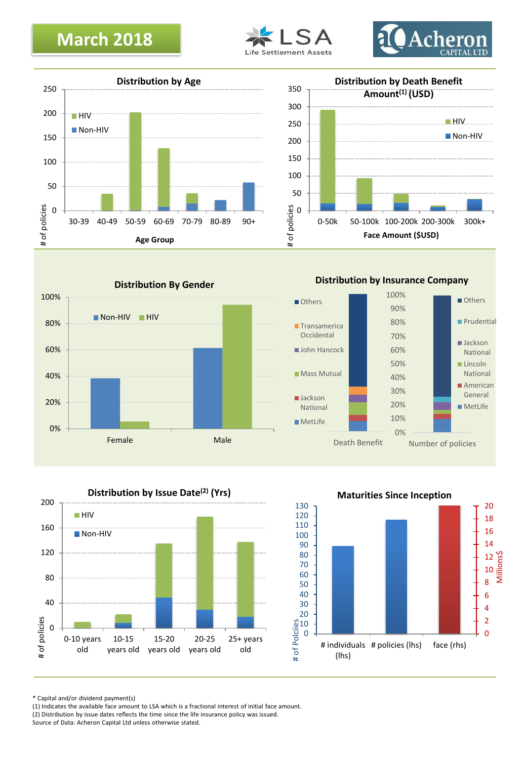# March 2018

LSA Life Settlement Assets

Acheron CAPITAL LTD

## Distribution by Age

HIV / Non-HIV

# of policies (0–250)

Age Group: 30-39, 40-49, 50-59, 60-69, 70-79, 80-89, 90+

## Distribution by Death Benefit Amount(1) (USD)

HIV / Non-HIV

# of policies (0–350)

Face Amount ($USD): 0-50k, 50-100k, 100-200k, 200-300k, 300k+

## Distribution By Gender

Non-HIV / HIV

0%–100%

Female, Male

## Distribution by Insurance Company

Death Benefit: Others, Transamerica Occidental, John Hancock, Mass Mutual, Jackson National, MetLife

Number of policies: Others, Prudential, Jackson National, Lincoln National, American General, MetLife

0%–100%

## Distribution by Issue Date(2) (Yrs)

HIV / Non-HIV

# of policies (0–200)

0-10 years old, 10-15 years old, 15-20 years old, 20-25 years old, 25+ years old

## Maturities Since Inception

# of Polciies (0–130); Millions$ (0–20)

# individuals (lhs), # policies (lhs), face (rhs)

\* Capital and/or dividend payment(s)
(1) Indicates the available face amount to LSA which is a fractional interest of initial face amount.
(2) Distribution by issue dates reflects the time since the life insurance policy was issued.
Source of Data: Acheron Capital Ltd unless otherwise stated.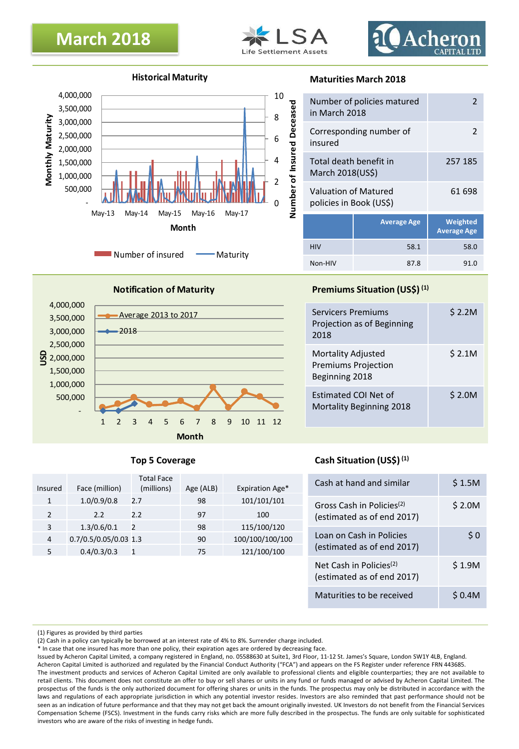# March 2018

LSA Life Settlement Assets

Acheron CAPITAL LTD

## Historical Maturity

Monthly Maturity

4,000,000
3,500,000
3,000,000
2,500,000
2,000,000
1,500,000
1,000,000
500,000
-

Number of Insured Deceased

10
8
6
4
2
0

May-13 May-14 May-15 May-16 May-17

Month

Number of insured — Maturity

## Maturities March 2018

| | |
|---|---|
| Number of policies matured in March 2018 | 2 |
| Corresponding number of insured | 2 |
| Total death benefit in March 2018(US$) | 257 185 |
| Valuation of Matured policies in Book (US$) | 61 698 |

| | Average Age | Weighted Average Age |
|---|---|---|
| HIV | 58.1 | 58.0 |
| Non-HIV | 87.8 | 91.0 |

## Notification of Maturity

USD

4,000,000
3,500,000
3,000,000
2,500,000
2,000,000
1,500,000
1,000,000
500,000
-

Average 2013 to 2017

2018

1 2 3 4 5 6 7 8 9 10 11 12

Month

## Premiums Situation (US$) (1)

| | |
|---|---|
| Servicers Premiums Projection as of Beginning 2018 | $ 2.2M |
| Mortality Adjusted Premiums Projection Beginning 2018 | $ 2.1M |
| Estimated COI Net of Mortality Beginning 2018 | $ 2.0M |

## Top 5 Coverage

| Insured | Face (million) | Total Face (millions) | Age (ALB) | Expiration Age* |
|---|---|---|---|---|
| 1 | 1.0/0.9/0.8 | 2.7 | 98 | 101/101/101 |
| 2 | 2.2 | 2.2 | 97 | 100 |
| 3 | 1.3/0.6/0.1 | 2 | 98 | 115/100/120 |
| 4 | 0.7/0.5/0.05/0.03 | 1.3 | 90 | 100/100/100/100 |
| 5 | 0.4/0.3/0.3 | 1 | 75 | 121/100/100 |

## Cash Situation (US$) (1)

| | |
|---|---|
| Cash at hand and similar | $ 1.5M |
| Gross Cash in Policies(2) (estimated as of end 2017) | $ 2.0M |
| Loan on Cash in Policies (estimated as of end 2017) | $ 0 |
| Net Cash in Policies(2) (estimated as of end 2017) | $ 1.9M |
| Maturities to be received | $ 0.4M |

(1) Figures as provided by third parties
(2) Cash in a policy can typically be borrowed at an interest rate of 4% to 8%. Surrender charge included.
* In case that one insured has more than one policy, their expiration ages are ordered by decreasing face.

Issued by Acheron Capital Limited, a company registered in England, no. 05588630 at Suite1, 3rd Floor, 11-12 St. James's Square, London SW1Y 4LB, England. Acheron Capital Limited is authorized and regulated by the Financial Conduct Authority ("FCA") and appears on the FS Register under reference FRN 443685. The investment products and services of Acheron Capital Limited are only available to professional clients and eligible counterparties; they are not available to retail clients. This document does not constitute an offer to buy or sell shares or units in any fund or funds managed or advised by Acheron Capital Limited. The prospectus of the funds is the only authorized document for offering shares or units in the funds. The prospectus may only be distributed in accordance with the laws and regulations of each appropriate jurisdiction in which any potential investor resides. Investors are also reminded that past performance should not be seen as an indication of future performance and that they may not get back the amount originally invested. UK Investors do not benefit from the Financial Services Compensation Scheme (FSCS). Investment in the funds carry risks which are more fully described in the prospectus. The funds are only suitable for sophisticated investors who are aware of the risks of investing in hedge funds.